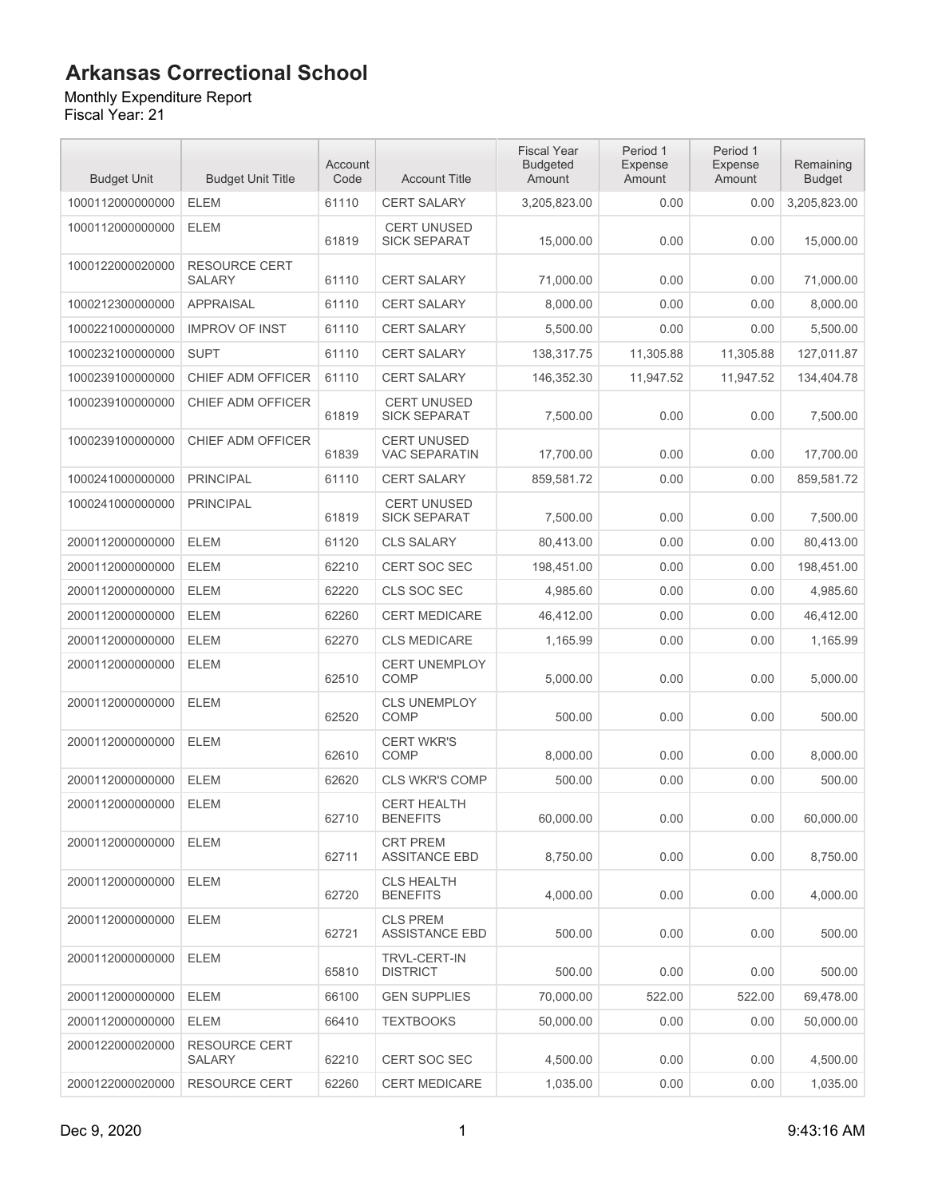# Arkansas Correctional School

Monthly Expenditure Report
Fiscal Year: 21

| Budget Unit | Budget Unit Title | Account Code | Account Title | Fiscal Year Budgeted Amount | Period 1 Expense Amount | Period 1 Expense Amount | Remaining Budget |
|---|---|---|---|---|---|---|---|
| 1000112000000000 | ELEM | 61110 | CERT SALARY | 3,205,823.00 | 0.00 | 0.00 | 3,205,823.00 |
| 1000112000000000 | ELEM | 61819 | CERT UNUSED SICK SEPARAT | 15,000.00 | 0.00 | 0.00 | 15,000.00 |
| 1000122000020000 | RESOURCE CERT SALARY | 61110 | CERT SALARY | 71,000.00 | 0.00 | 0.00 | 71,000.00 |
| 1000212300000000 | APPRAISAL | 61110 | CERT SALARY | 8,000.00 | 0.00 | 0.00 | 8,000.00 |
| 1000221000000000 | IMPROV OF INST | 61110 | CERT SALARY | 5,500.00 | 0.00 | 0.00 | 5,500.00 |
| 1000232100000000 | SUPT | 61110 | CERT SALARY | 138,317.75 | 11,305.88 | 11,305.88 | 127,011.87 |
| 1000239100000000 | CHIEF ADM OFFICER | 61110 | CERT SALARY | 146,352.30 | 11,947.52 | 11,947.52 | 134,404.78 |
| 1000239100000000 | CHIEF ADM OFFICER | 61819 | CERT UNUSED SICK SEPARAT | 7,500.00 | 0.00 | 0.00 | 7,500.00 |
| 1000239100000000 | CHIEF ADM OFFICER | 61839 | CERT UNUSED VAC SEPARATIN | 17,700.00 | 0.00 | 0.00 | 17,700.00 |
| 1000241000000000 | PRINCIPAL | 61110 | CERT SALARY | 859,581.72 | 0.00 | 0.00 | 859,581.72 |
| 1000241000000000 | PRINCIPAL | 61819 | CERT UNUSED SICK SEPARAT | 7,500.00 | 0.00 | 0.00 | 7,500.00 |
| 2000112000000000 | ELEM | 61120 | CLS SALARY | 80,413.00 | 0.00 | 0.00 | 80,413.00 |
| 2000112000000000 | ELEM | 62210 | CERT SOC SEC | 198,451.00 | 0.00 | 0.00 | 198,451.00 |
| 2000112000000000 | ELEM | 62220 | CLS SOC SEC | 4,985.60 | 0.00 | 0.00 | 4,985.60 |
| 2000112000000000 | ELEM | 62260 | CERT MEDICARE | 46,412.00 | 0.00 | 0.00 | 46,412.00 |
| 2000112000000000 | ELEM | 62270 | CLS MEDICARE | 1,165.99 | 0.00 | 0.00 | 1,165.99 |
| 2000112000000000 | ELEM | 62510 | CERT UNEMPLOY COMP | 5,000.00 | 0.00 | 0.00 | 5,000.00 |
| 2000112000000000 | ELEM | 62520 | CLS UNEMPLOY COMP | 500.00 | 0.00 | 0.00 | 500.00 |
| 2000112000000000 | ELEM | 62610 | CERT WKR'S COMP | 8,000.00 | 0.00 | 0.00 | 8,000.00 |
| 2000112000000000 | ELEM | 62620 | CLS WKR'S COMP | 500.00 | 0.00 | 0.00 | 500.00 |
| 2000112000000000 | ELEM | 62710 | CERT HEALTH BENEFITS | 60,000.00 | 0.00 | 0.00 | 60,000.00 |
| 2000112000000000 | ELEM | 62711 | CRT PREM ASSITANCE EBD | 8,750.00 | 0.00 | 0.00 | 8,750.00 |
| 2000112000000000 | ELEM | 62720 | CLS HEALTH BENEFITS | 4,000.00 | 0.00 | 0.00 | 4,000.00 |
| 2000112000000000 | ELEM | 62721 | CLS PREM ASSISTANCE EBD | 500.00 | 0.00 | 0.00 | 500.00 |
| 2000112000000000 | ELEM | 65810 | TRVL-CERT-IN DISTRICT | 500.00 | 0.00 | 0.00 | 500.00 |
| 2000112000000000 | ELEM | 66100 | GEN SUPPLIES | 70,000.00 | 522.00 | 522.00 | 69,478.00 |
| 2000112000000000 | ELEM | 66410 | TEXTBOOKS | 50,000.00 | 0.00 | 0.00 | 50,000.00 |
| 2000122000020000 | RESOURCE CERT SALARY | 62210 | CERT SOC SEC | 4,500.00 | 0.00 | 0.00 | 4,500.00 |
| 2000122000020000 | RESOURCE CERT | 62260 | CERT MEDICARE | 1,035.00 | 0.00 | 0.00 | 1,035.00 |

Dec 9, 2020 9:43:16 AM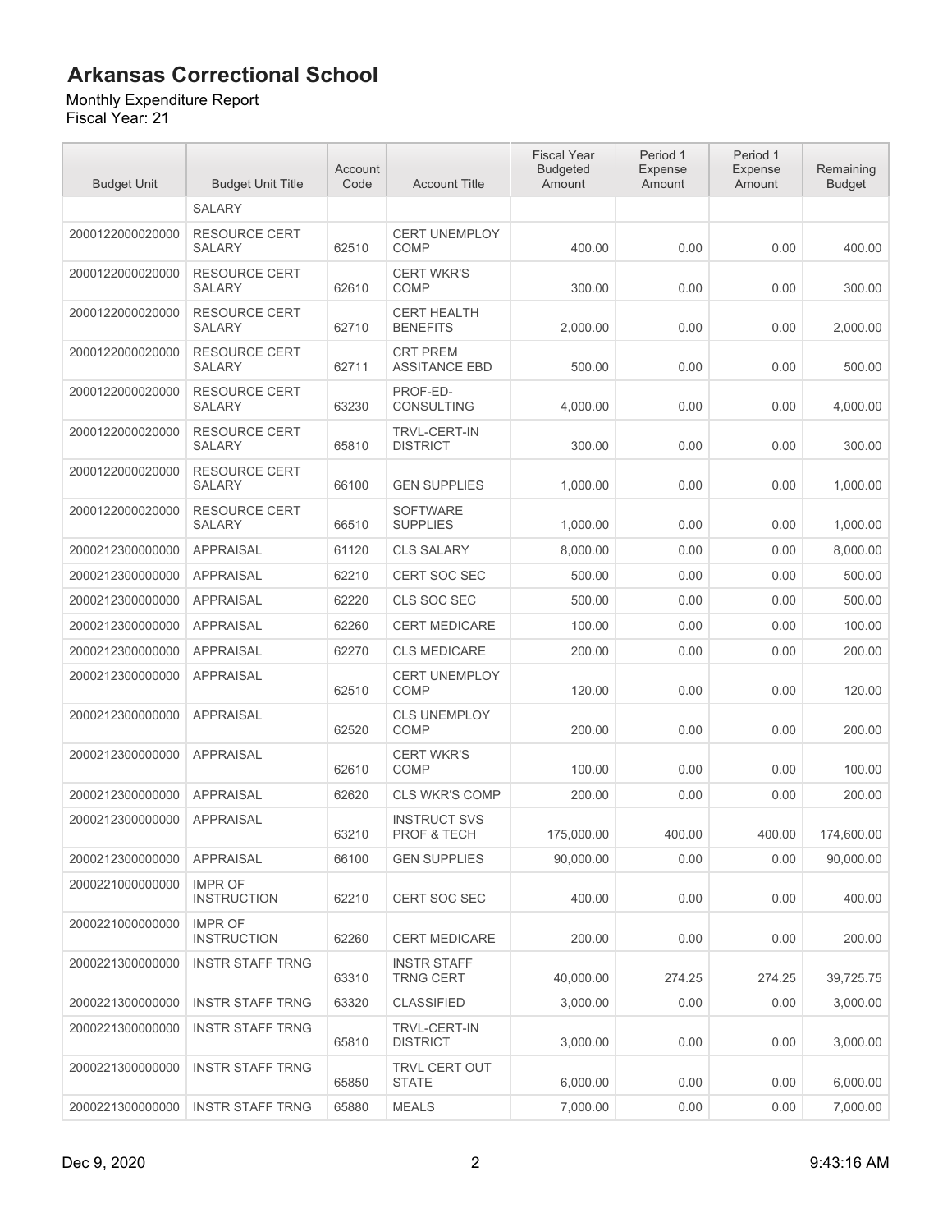# Arkansas Correctional School

Monthly Expenditure Report
Fiscal Year: 21

| Budget Unit | Budget Unit Title | Account Code | Account Title | Fiscal Year Budgeted Amount | Period 1 Expense Amount | Period 1 Expense Amount | Remaining Budget |
|---|---|---|---|---|---|---|---|
| | SALARY | | | | | | |
| 2000122000020000 | RESOURCE CERT SALARY | 62510 | CERT UNEMPLOY COMP | 400.00 | 0.00 | 0.00 | 400.00 |
| 2000122000020000 | RESOURCE CERT SALARY | 62610 | CERT WKR'S COMP | 300.00 | 0.00 | 0.00 | 300.00 |
| 2000122000020000 | RESOURCE CERT SALARY | 62710 | CERT HEALTH BENEFITS | 2,000.00 | 0.00 | 0.00 | 2,000.00 |
| 2000122000020000 | RESOURCE CERT SALARY | 62711 | CRT PREM ASSITANCE EBD | 500.00 | 0.00 | 0.00 | 500.00 |
| 2000122000020000 | RESOURCE CERT SALARY | 63230 | PROF-ED-CONSULTING | 4,000.00 | 0.00 | 0.00 | 4,000.00 |
| 2000122000020000 | RESOURCE CERT SALARY | 65810 | TRVL-CERT-IN DISTRICT | 300.00 | 0.00 | 0.00 | 300.00 |
| 2000122000020000 | RESOURCE CERT SALARY | 66100 | GEN SUPPLIES | 1,000.00 | 0.00 | 0.00 | 1,000.00 |
| 2000122000020000 | RESOURCE CERT SALARY | 66510 | SOFTWARE SUPPLIES | 1,000.00 | 0.00 | 0.00 | 1,000.00 |
| 2000212300000000 | APPRAISAL | 61120 | CLS SALARY | 8,000.00 | 0.00 | 0.00 | 8,000.00 |
| 2000212300000000 | APPRAISAL | 62210 | CERT SOC SEC | 500.00 | 0.00 | 0.00 | 500.00 |
| 2000212300000000 | APPRAISAL | 62220 | CLS SOC SEC | 500.00 | 0.00 | 0.00 | 500.00 |
| 2000212300000000 | APPRAISAL | 62260 | CERT MEDICARE | 100.00 | 0.00 | 0.00 | 100.00 |
| 2000212300000000 | APPRAISAL | 62270 | CLS MEDICARE | 200.00 | 0.00 | 0.00 | 200.00 |
| 2000212300000000 | APPRAISAL | 62510 | CERT UNEMPLOY COMP | 120.00 | 0.00 | 0.00 | 120.00 |
| 2000212300000000 | APPRAISAL | 62520 | CLS UNEMPLOY COMP | 200.00 | 0.00 | 0.00 | 200.00 |
| 2000212300000000 | APPRAISAL | 62610 | CERT WKR'S COMP | 100.00 | 0.00 | 0.00 | 100.00 |
| 2000212300000000 | APPRAISAL | 62620 | CLS WKR'S COMP | 200.00 | 0.00 | 0.00 | 200.00 |
| 2000212300000000 | APPRAISAL | 63210 | INSTRUCT SVS PROF & TECH | 175,000.00 | 400.00 | 400.00 | 174,600.00 |
| 2000212300000000 | APPRAISAL | 66100 | GEN SUPPLIES | 90,000.00 | 0.00 | 0.00 | 90,000.00 |
| 2000221000000000 | IMPR OF INSTRUCTION | 62210 | CERT SOC SEC | 400.00 | 0.00 | 0.00 | 400.00 |
| 2000221000000000 | IMPR OF INSTRUCTION | 62260 | CERT MEDICARE | 200.00 | 0.00 | 0.00 | 200.00 |
| 2000221300000000 | INSTR STAFF TRNG | 63310 | INSTR STAFF TRNG CERT | 40,000.00 | 274.25 | 274.25 | 39,725.75 |
| 2000221300000000 | INSTR STAFF TRNG | 63320 | CLASSIFIED | 3,000.00 | 0.00 | 0.00 | 3,000.00 |
| 2000221300000000 | INSTR STAFF TRNG | 65810 | TRVL-CERT-IN DISTRICT | 3,000.00 | 0.00 | 0.00 | 3,000.00 |
| 2000221300000000 | INSTR STAFF TRNG | 65850 | TRVL CERT OUT STATE | 6,000.00 | 0.00 | 0.00 | 6,000.00 |
| 2000221300000000 | INSTR STAFF TRNG | 65880 | MEALS | 7,000.00 | 0.00 | 0.00 | 7,000.00 |

Dec 9, 2020 9:43:16 AM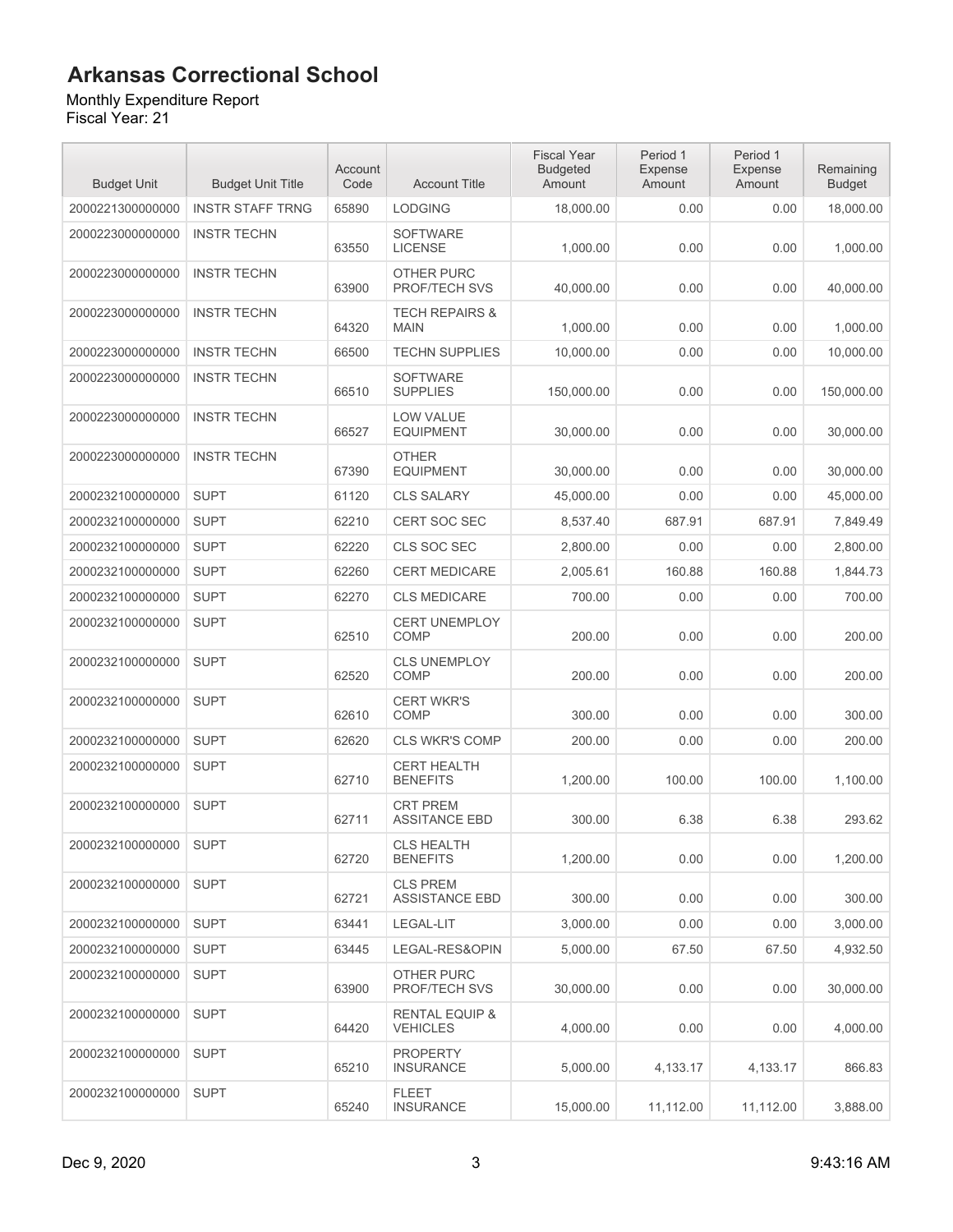# Arkansas Correctional School

Monthly Expenditure Report
Fiscal Year: 21

| Budget Unit | Budget Unit Title | Account Code | Account Title | Fiscal Year Budgeted Amount | Period 1 Expense Amount | Period 1 Expense Amount | Remaining Budget |
|---|---|---|---|---|---|---|---|
| 2000221300000000 | INSTR STAFF TRNG | 65890 | LODGING | 18,000.00 | 0.00 | 0.00 | 18,000.00 |
| 2000223000000000 | INSTR TECHN | 63550 | SOFTWARE LICENSE | 1,000.00 | 0.00 | 0.00 | 1,000.00 |
| 2000223000000000 | INSTR TECHN | 63900 | OTHER PURC PROF/TECH SVS | 40,000.00 | 0.00 | 0.00 | 40,000.00 |
| 2000223000000000 | INSTR TECHN | 64320 | TECH REPAIRS & MAIN | 1,000.00 | 0.00 | 0.00 | 1,000.00 |
| 2000223000000000 | INSTR TECHN | 66500 | TECHN SUPPLIES | 10,000.00 | 0.00 | 0.00 | 10,000.00 |
| 2000223000000000 | INSTR TECHN | 66510 | SOFTWARE SUPPLIES | 150,000.00 | 0.00 | 0.00 | 150,000.00 |
| 2000223000000000 | INSTR TECHN | 66527 | LOW VALUE EQUIPMENT | 30,000.00 | 0.00 | 0.00 | 30,000.00 |
| 2000223000000000 | INSTR TECHN | 67390 | OTHER EQUIPMENT | 30,000.00 | 0.00 | 0.00 | 30,000.00 |
| 2000232100000000 | SUPT | 61120 | CLS SALARY | 45,000.00 | 0.00 | 0.00 | 45,000.00 |
| 2000232100000000 | SUPT | 62210 | CERT SOC SEC | 8,537.40 | 687.91 | 687.91 | 7,849.49 |
| 2000232100000000 | SUPT | 62220 | CLS SOC SEC | 2,800.00 | 0.00 | 0.00 | 2,800.00 |
| 2000232100000000 | SUPT | 62260 | CERT MEDICARE | 2,005.61 | 160.88 | 160.88 | 1,844.73 |
| 2000232100000000 | SUPT | 62270 | CLS MEDICARE | 700.00 | 0.00 | 0.00 | 700.00 |
| 2000232100000000 | SUPT | 62510 | CERT UNEMPLOY COMP | 200.00 | 0.00 | 0.00 | 200.00 |
| 2000232100000000 | SUPT | 62520 | CLS UNEMPLOY COMP | 200.00 | 0.00 | 0.00 | 200.00 |
| 2000232100000000 | SUPT | 62610 | CERT WKR'S COMP | 300.00 | 0.00 | 0.00 | 300.00 |
| 2000232100000000 | SUPT | 62620 | CLS WKR'S COMP | 200.00 | 0.00 | 0.00 | 200.00 |
| 2000232100000000 | SUPT | 62710 | CERT HEALTH BENEFITS | 1,200.00 | 100.00 | 100.00 | 1,100.00 |
| 2000232100000000 | SUPT | 62711 | CRT PREM ASSITANCE EBD | 300.00 | 6.38 | 6.38 | 293.62 |
| 2000232100000000 | SUPT | 62720 | CLS HEALTH BENEFITS | 1,200.00 | 0.00 | 0.00 | 1,200.00 |
| 2000232100000000 | SUPT | 62721 | CLS PREM ASSISTANCE EBD | 300.00 | 0.00 | 0.00 | 300.00 |
| 2000232100000000 | SUPT | 63441 | LEGAL-LIT | 3,000.00 | 0.00 | 0.00 | 3,000.00 |
| 2000232100000000 | SUPT | 63445 | LEGAL-RES&OPIN | 5,000.00 | 67.50 | 67.50 | 4,932.50 |
| 2000232100000000 | SUPT | 63900 | OTHER PURC PROF/TECH SVS | 30,000.00 | 0.00 | 0.00 | 30,000.00 |
| 2000232100000000 | SUPT | 64420 | RENTAL EQUIP & VEHICLES | 4,000.00 | 0.00 | 0.00 | 4,000.00 |
| 2000232100000000 | SUPT | 65210 | PROPERTY INSURANCE | 5,000.00 | 4,133.17 | 4,133.17 | 866.83 |
| 2000232100000000 | SUPT | 65240 | FLEET INSURANCE | 15,000.00 | 11,112.00 | 11,112.00 | 3,888.00 |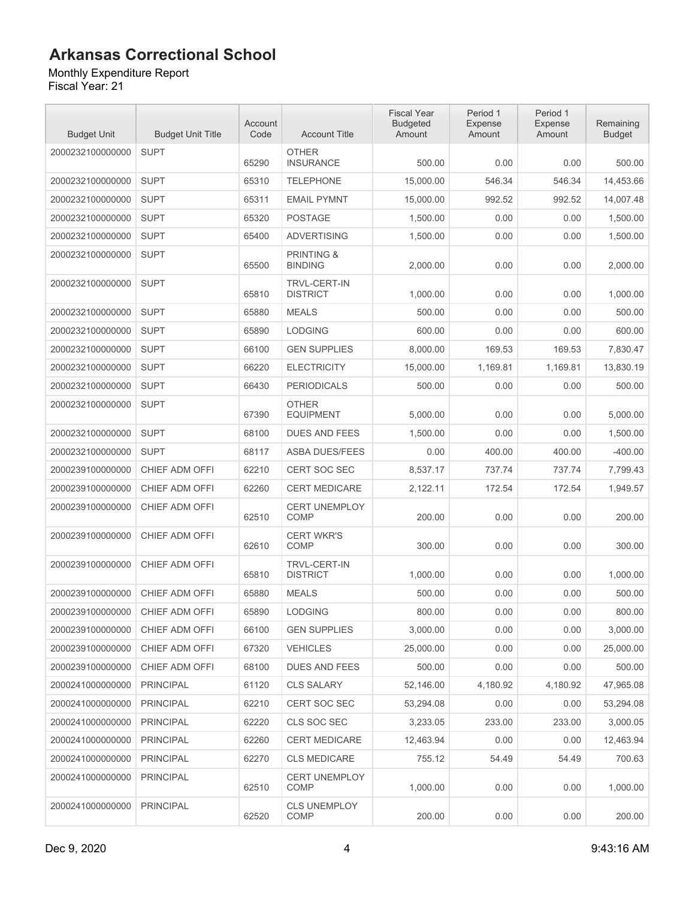# Arkansas Correctional School

Monthly Expenditure Report
Fiscal Year: 21

| Budget Unit | Budget Unit Title | Account Code | Account Title | Fiscal Year Budgeted Amount | Period 1 Expense Amount | Period 1 Expense Amount | Remaining Budget |
|---|---|---|---|---|---|---|---|
| 2000232100000000 | SUPT | 65290 | OTHER INSURANCE | 500.00 | 0.00 | 0.00 | 500.00 |
| 2000232100000000 | SUPT | 65310 | TELEPHONE | 15,000.00 | 546.34 | 546.34 | 14,453.66 |
| 2000232100000000 | SUPT | 65311 | EMAIL PYMNT | 15,000.00 | 992.52 | 992.52 | 14,007.48 |
| 2000232100000000 | SUPT | 65320 | POSTAGE | 1,500.00 | 0.00 | 0.00 | 1,500.00 |
| 2000232100000000 | SUPT | 65400 | ADVERTISING | 1,500.00 | 0.00 | 0.00 | 1,500.00 |
| 2000232100000000 | SUPT | 65500 | PRINTING & BINDING | 2,000.00 | 0.00 | 0.00 | 2,000.00 |
| 2000232100000000 | SUPT | 65810 | TRVL-CERT-IN DISTRICT | 1,000.00 | 0.00 | 0.00 | 1,000.00 |
| 2000232100000000 | SUPT | 65880 | MEALS | 500.00 | 0.00 | 0.00 | 500.00 |
| 2000232100000000 | SUPT | 65890 | LODGING | 600.00 | 0.00 | 0.00 | 600.00 |
| 2000232100000000 | SUPT | 66100 | GEN SUPPLIES | 8,000.00 | 169.53 | 169.53 | 7,830.47 |
| 2000232100000000 | SUPT | 66220 | ELECTRICITY | 15,000.00 | 1,169.81 | 1,169.81 | 13,830.19 |
| 2000232100000000 | SUPT | 66430 | PERIODICALS | 500.00 | 0.00 | 0.00 | 500.00 |
| 2000232100000000 | SUPT | 67390 | OTHER EQUIPMENT | 5,000.00 | 0.00 | 0.00 | 5,000.00 |
| 2000232100000000 | SUPT | 68100 | DUES AND FEES | 1,500.00 | 0.00 | 0.00 | 1,500.00 |
| 2000232100000000 | SUPT | 68117 | ASBA DUES/FEES | 0.00 | 400.00 | 400.00 | -400.00 |
| 2000239100000000 | CHIEF ADM OFFI | 62210 | CERT SOC SEC | 8,537.17 | 737.74 | 737.74 | 7,799.43 |
| 2000239100000000 | CHIEF ADM OFFI | 62260 | CERT MEDICARE | 2,122.11 | 172.54 | 172.54 | 1,949.57 |
| 2000239100000000 | CHIEF ADM OFFI | 62510 | CERT UNEMPLOY COMP | 200.00 | 0.00 | 0.00 | 200.00 |
| 2000239100000000 | CHIEF ADM OFFI | 62610 | CERT WKR'S COMP | 300.00 | 0.00 | 0.00 | 300.00 |
| 2000239100000000 | CHIEF ADM OFFI | 65810 | TRVL-CERT-IN DISTRICT | 1,000.00 | 0.00 | 0.00 | 1,000.00 |
| 2000239100000000 | CHIEF ADM OFFI | 65880 | MEALS | 500.00 | 0.00 | 0.00 | 500.00 |
| 2000239100000000 | CHIEF ADM OFFI | 65890 | LODGING | 800.00 | 0.00 | 0.00 | 800.00 |
| 2000239100000000 | CHIEF ADM OFFI | 66100 | GEN SUPPLIES | 3,000.00 | 0.00 | 0.00 | 3,000.00 |
| 2000239100000000 | CHIEF ADM OFFI | 67320 | VEHICLES | 25,000.00 | 0.00 | 0.00 | 25,000.00 |
| 2000239100000000 | CHIEF ADM OFFI | 68100 | DUES AND FEES | 500.00 | 0.00 | 0.00 | 500.00 |
| 2000241000000000 | PRINCIPAL | 61120 | CLS SALARY | 52,146.00 | 4,180.92 | 4,180.92 | 47,965.08 |
| 2000241000000000 | PRINCIPAL | 62210 | CERT SOC SEC | 53,294.08 | 0.00 | 0.00 | 53,294.08 |
| 2000241000000000 | PRINCIPAL | 62220 | CLS SOC SEC | 3,233.05 | 233.00 | 233.00 | 3,000.05 |
| 2000241000000000 | PRINCIPAL | 62260 | CERT MEDICARE | 12,463.94 | 0.00 | 0.00 | 12,463.94 |
| 2000241000000000 | PRINCIPAL | 62270 | CLS MEDICARE | 755.12 | 54.49 | 54.49 | 700.63 |
| 2000241000000000 | PRINCIPAL | 62510 | CERT UNEMPLOY COMP | 1,000.00 | 0.00 | 0.00 | 1,000.00 |
| 2000241000000000 | PRINCIPAL | 62520 | CLS UNEMPLOY COMP | 200.00 | 0.00 | 0.00 | 200.00 |

Dec 9, 2020 9:43:16 AM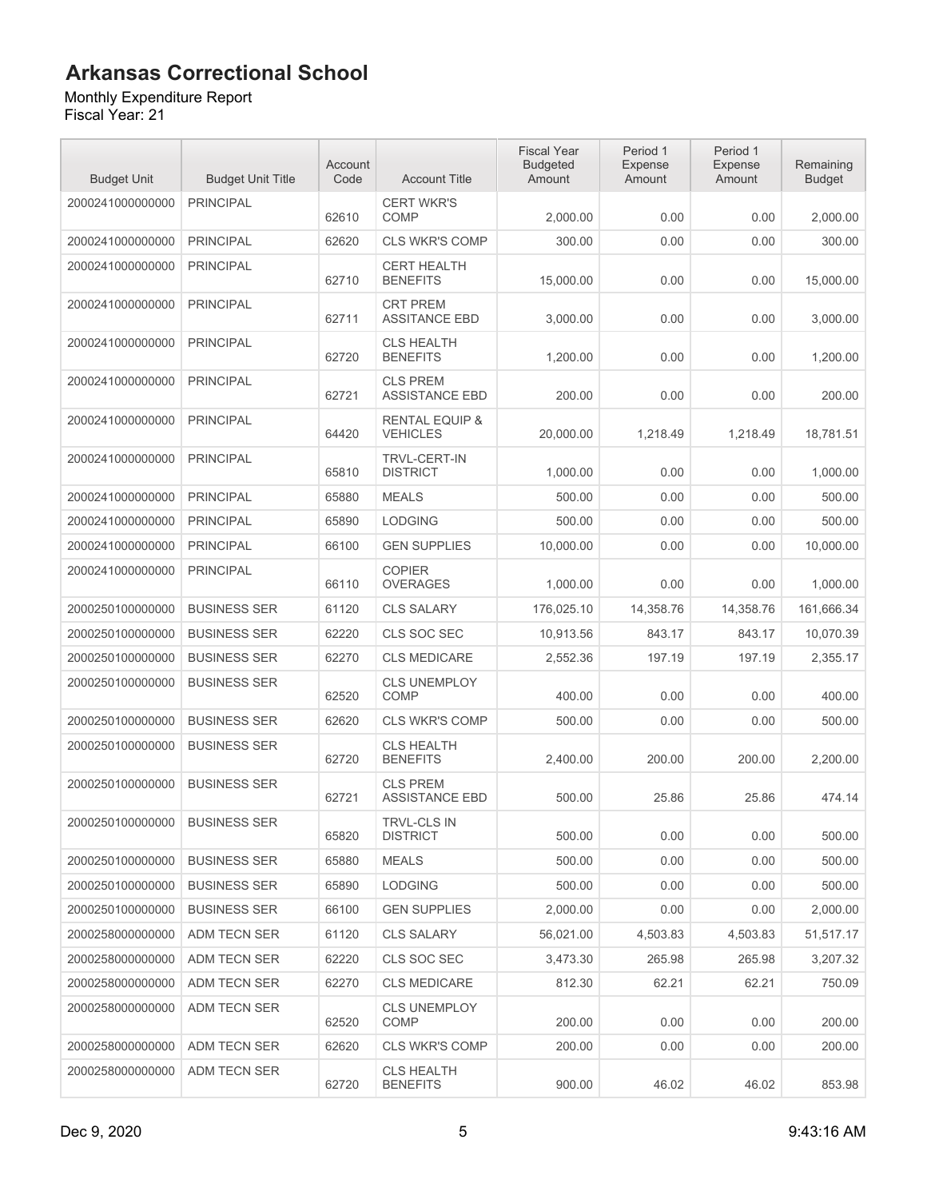# Arkansas Correctional School

Monthly Expenditure Report
Fiscal Year: 21

| Budget Unit | Budget Unit Title | Account Code | Account Title | Fiscal Year Budgeted Amount | Period 1 Expense Amount | Period 1 Expense Amount | Remaining Budget |
|---|---|---|---|---|---|---|---|
| 2000241000000000 | PRINCIPAL | 62610 | CERT WKR'S COMP | 2,000.00 | 0.00 | 0.00 | 2,000.00 |
| 2000241000000000 | PRINCIPAL | 62620 | CLS WKR'S COMP | 300.00 | 0.00 | 0.00 | 300.00 |
| 2000241000000000 | PRINCIPAL | 62710 | CERT HEALTH BENEFITS | 15,000.00 | 0.00 | 0.00 | 15,000.00 |
| 2000241000000000 | PRINCIPAL | 62711 | CRT PREM ASSITANCE EBD | 3,000.00 | 0.00 | 0.00 | 3,000.00 |
| 2000241000000000 | PRINCIPAL | 62720 | CLS HEALTH BENEFITS | 1,200.00 | 0.00 | 0.00 | 1,200.00 |
| 2000241000000000 | PRINCIPAL | 62721 | CLS PREM ASSISTANCE EBD | 200.00 | 0.00 | 0.00 | 200.00 |
| 2000241000000000 | PRINCIPAL | 64420 | RENTAL EQUIP & VEHICLES | 20,000.00 | 1,218.49 | 1,218.49 | 18,781.51 |
| 2000241000000000 | PRINCIPAL | 65810 | TRVL-CERT-IN DISTRICT | 1,000.00 | 0.00 | 0.00 | 1,000.00 |
| 2000241000000000 | PRINCIPAL | 65880 | MEALS | 500.00 | 0.00 | 0.00 | 500.00 |
| 2000241000000000 | PRINCIPAL | 65890 | LODGING | 500.00 | 0.00 | 0.00 | 500.00 |
| 2000241000000000 | PRINCIPAL | 66100 | GEN SUPPLIES | 10,000.00 | 0.00 | 0.00 | 10,000.00 |
| 2000241000000000 | PRINCIPAL | 66110 | COPIER OVERAGES | 1,000.00 | 0.00 | 0.00 | 1,000.00 |
| 2000250100000000 | BUSINESS SER | 61120 | CLS SALARY | 176,025.10 | 14,358.76 | 14,358.76 | 161,666.34 |
| 2000250100000000 | BUSINESS SER | 62220 | CLS SOC SEC | 10,913.56 | 843.17 | 843.17 | 10,070.39 |
| 2000250100000000 | BUSINESS SER | 62270 | CLS MEDICARE | 2,552.36 | 197.19 | 197.19 | 2,355.17 |
| 2000250100000000 | BUSINESS SER | 62520 | CLS UNEMPLOY COMP | 400.00 | 0.00 | 0.00 | 400.00 |
| 2000250100000000 | BUSINESS SER | 62620 | CLS WKR'S COMP | 500.00 | 0.00 | 0.00 | 500.00 |
| 2000250100000000 | BUSINESS SER | 62720 | CLS HEALTH BENEFITS | 2,400.00 | 200.00 | 200.00 | 2,200.00 |
| 2000250100000000 | BUSINESS SER | 62721 | CLS PREM ASSISTANCE EBD | 500.00 | 25.86 | 25.86 | 474.14 |
| 2000250100000000 | BUSINESS SER | 65820 | TRVL-CLS IN DISTRICT | 500.00 | 0.00 | 0.00 | 500.00 |
| 2000250100000000 | BUSINESS SER | 65880 | MEALS | 500.00 | 0.00 | 0.00 | 500.00 |
| 2000250100000000 | BUSINESS SER | 65890 | LODGING | 500.00 | 0.00 | 0.00 | 500.00 |
| 2000250100000000 | BUSINESS SER | 66100 | GEN SUPPLIES | 2,000.00 | 0.00 | 0.00 | 2,000.00 |
| 2000258000000000 | ADM TECN SER | 61120 | CLS SALARY | 56,021.00 | 4,503.83 | 4,503.83 | 51,517.17 |
| 2000258000000000 | ADM TECN SER | 62220 | CLS SOC SEC | 3,473.30 | 265.98 | 265.98 | 3,207.32 |
| 2000258000000000 | ADM TECN SER | 62270 | CLS MEDICARE | 812.30 | 62.21 | 62.21 | 750.09 |
| 2000258000000000 | ADM TECN SER | 62520 | CLS UNEMPLOY COMP | 200.00 | 0.00 | 0.00 | 200.00 |
| 2000258000000000 | ADM TECN SER | 62620 | CLS WKR'S COMP | 200.00 | 0.00 | 0.00 | 200.00 |
| 2000258000000000 | ADM TECN SER | 62720 | CLS HEALTH BENEFITS | 900.00 | 46.02 | 46.02 | 853.98 |

Dec 9, 2020 9:43:16 AM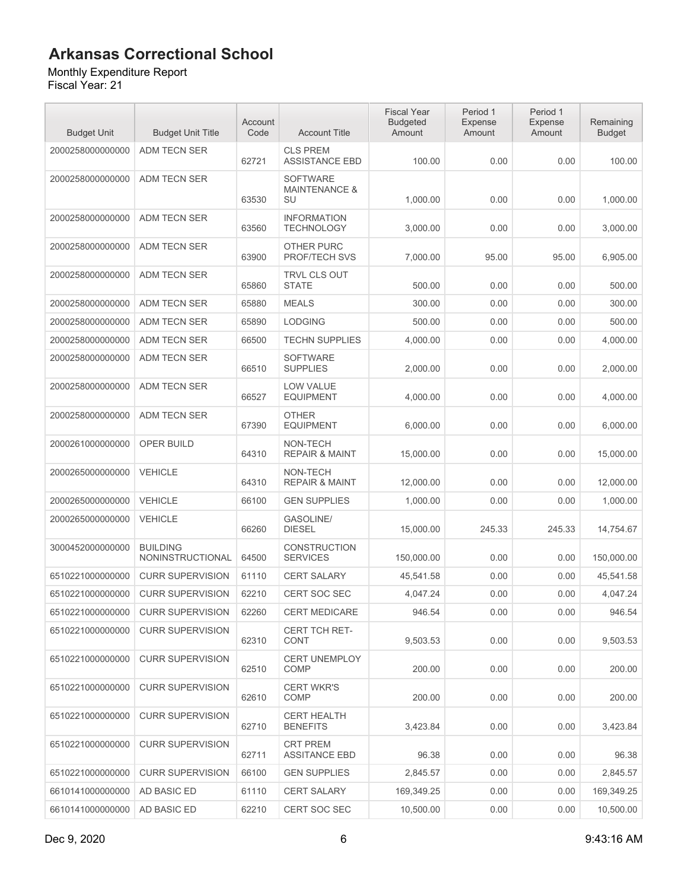# Arkansas Correctional School

Monthly Expenditure Report
Fiscal Year: 21

| Budget Unit | Budget Unit Title | Account Code | Account Title | Fiscal Year Budgeted Amount | Period 1 Expense Amount | Period 1 Expense Amount | Remaining Budget |
|---|---|---|---|---|---|---|---|
| 2000258000000000 | ADM TECN SER | 62721 | CLS PREM ASSISTANCE EBD | 100.00 | 0.00 | 0.00 | 100.00 |
| 2000258000000000 | ADM TECN SER | 63530 | SOFTWARE MAINTENANCE & SU | 1,000.00 | 0.00 | 0.00 | 1,000.00 |
| 2000258000000000 | ADM TECN SER | 63560 | INFORMATION TECHNOLOGY | 3,000.00 | 0.00 | 0.00 | 3,000.00 |
| 2000258000000000 | ADM TECN SER | 63900 | OTHER PURC PROF/TECH SVS | 7,000.00 | 95.00 | 95.00 | 6,905.00 |
| 2000258000000000 | ADM TECN SER | 65860 | TRVL CLS OUT STATE | 500.00 | 0.00 | 0.00 | 500.00 |
| 2000258000000000 | ADM TECN SER | 65880 | MEALS | 300.00 | 0.00 | 0.00 | 300.00 |
| 2000258000000000 | ADM TECN SER | 65890 | LODGING | 500.00 | 0.00 | 0.00 | 500.00 |
| 2000258000000000 | ADM TECN SER | 66500 | TECHN SUPPLIES | 4,000.00 | 0.00 | 0.00 | 4,000.00 |
| 2000258000000000 | ADM TECN SER | 66510 | SOFTWARE SUPPLIES | 2,000.00 | 0.00 | 0.00 | 2,000.00 |
| 2000258000000000 | ADM TECN SER | 66527 | LOW VALUE EQUIPMENT | 4,000.00 | 0.00 | 0.00 | 4,000.00 |
| 2000258000000000 | ADM TECN SER | 67390 | OTHER EQUIPMENT | 6,000.00 | 0.00 | 0.00 | 6,000.00 |
| 2000261000000000 | OPER BUILD | 64310 | NON-TECH REPAIR & MAINT | 15,000.00 | 0.00 | 0.00 | 15,000.00 |
| 2000265000000000 | VEHICLE | 64310 | NON-TECH REPAIR & MAINT | 12,000.00 | 0.00 | 0.00 | 12,000.00 |
| 2000265000000000 | VEHICLE | 66100 | GEN SUPPLIES | 1,000.00 | 0.00 | 0.00 | 1,000.00 |
| 2000265000000000 | VEHICLE | 66260 | GASOLINE/ DIESEL | 15,000.00 | 245.33 | 245.33 | 14,754.67 |
| 3000452000000000 | BUILDING NONINSTRUCTIONAL | 64500 | CONSTRUCTION SERVICES | 150,000.00 | 0.00 | 0.00 | 150,000.00 |
| 6510221000000000 | CURR SUPERVISION | 61110 | CERT SALARY | 45,541.58 | 0.00 | 0.00 | 45,541.58 |
| 6510221000000000 | CURR SUPERVISION | 62210 | CERT SOC SEC | 4,047.24 | 0.00 | 0.00 | 4,047.24 |
| 6510221000000000 | CURR SUPERVISION | 62260 | CERT MEDICARE | 946.54 | 0.00 | 0.00 | 946.54 |
| 6510221000000000 | CURR SUPERVISION | 62310 | CERT TCH RET-CONT | 9,503.53 | 0.00 | 0.00 | 9,503.53 |
| 6510221000000000 | CURR SUPERVISION | 62510 | CERT UNEMPLOY COMP | 200.00 | 0.00 | 0.00 | 200.00 |
| 6510221000000000 | CURR SUPERVISION | 62610 | CERT WKR'S COMP | 200.00 | 0.00 | 0.00 | 200.00 |
| 6510221000000000 | CURR SUPERVISION | 62710 | CERT HEALTH BENEFITS | 3,423.84 | 0.00 | 0.00 | 3,423.84 |
| 6510221000000000 | CURR SUPERVISION | 62711 | CRT PREM ASSITANCE EBD | 96.38 | 0.00 | 0.00 | 96.38 |
| 6510221000000000 | CURR SUPERVISION | 66100 | GEN SUPPLIES | 2,845.57 | 0.00 | 0.00 | 2,845.57 |
| 6610141000000000 | AD BASIC ED | 61110 | CERT SALARY | 169,349.25 | 0.00 | 0.00 | 169,349.25 |
| 6610141000000000 | AD BASIC ED | 62210 | CERT SOC SEC | 10,500.00 | 0.00 | 0.00 | 10,500.00 |

Dec 9, 2020 9:43:16 AM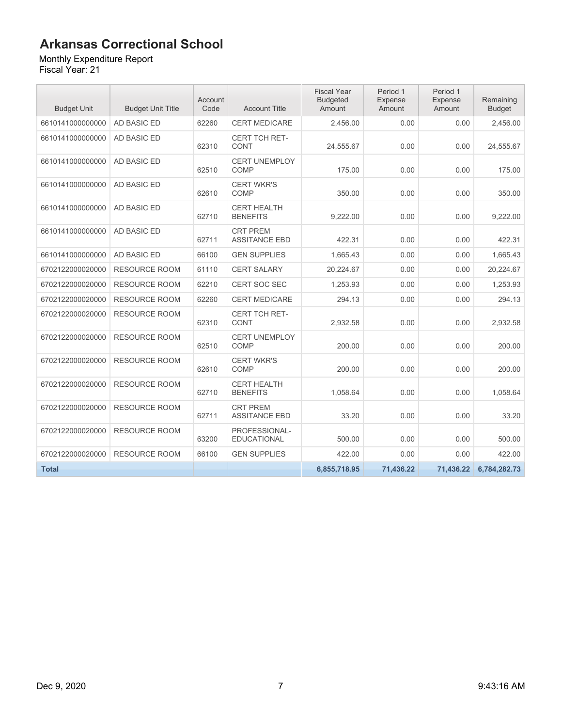# Arkansas Correctional School

Monthly Expenditure Report
Fiscal Year: 21

| Budget Unit | Budget Unit Title | Account Code | Account Title | Fiscal Year Budgeted Amount | Period 1 Expense Amount | Period 1 Expense Amount | Remaining Budget |
|---|---|---|---|---|---|---|---|
| 6610141000000000 | AD BASIC ED | 62260 | CERT MEDICARE | 2,456.00 | 0.00 | 0.00 | 2,456.00 |
| 6610141000000000 | AD BASIC ED | 62310 | CERT TCH RET-CONT | 24,555.67 | 0.00 | 0.00 | 24,555.67 |
| 6610141000000000 | AD BASIC ED | 62510 | CERT UNEMPLOY COMP | 175.00 | 0.00 | 0.00 | 175.00 |
| 6610141000000000 | AD BASIC ED | 62610 | CERT WKR'S COMP | 350.00 | 0.00 | 0.00 | 350.00 |
| 6610141000000000 | AD BASIC ED | 62710 | CERT HEALTH BENEFITS | 9,222.00 | 0.00 | 0.00 | 9,222.00 |
| 6610141000000000 | AD BASIC ED | 62711 | CRT PREM ASSITANCE EBD | 422.31 | 0.00 | 0.00 | 422.31 |
| 6610141000000000 | AD BASIC ED | 66100 | GEN SUPPLIES | 1,665.43 | 0.00 | 0.00 | 1,665.43 |
| 6702122000020000 | RESOURCE ROOM | 61110 | CERT SALARY | 20,224.67 | 0.00 | 0.00 | 20,224.67 |
| 6702122000020000 | RESOURCE ROOM | 62210 | CERT SOC SEC | 1,253.93 | 0.00 | 0.00 | 1,253.93 |
| 6702122000020000 | RESOURCE ROOM | 62260 | CERT MEDICARE | 294.13 | 0.00 | 0.00 | 294.13 |
| 6702122000020000 | RESOURCE ROOM | 62310 | CERT TCH RET-CONT | 2,932.58 | 0.00 | 0.00 | 2,932.58 |
| 6702122000020000 | RESOURCE ROOM | 62510 | CERT UNEMPLOY COMP | 200.00 | 0.00 | 0.00 | 200.00 |
| 6702122000020000 | RESOURCE ROOM | 62610 | CERT WKR'S COMP | 200.00 | 0.00 | 0.00 | 200.00 |
| 6702122000020000 | RESOURCE ROOM | 62710 | CERT HEALTH BENEFITS | 1,058.64 | 0.00 | 0.00 | 1,058.64 |
| 6702122000020000 | RESOURCE ROOM | 62711 | CRT PREM ASSITANCE EBD | 33.20 | 0.00 | 0.00 | 33.20 |
| 6702122000020000 | RESOURCE ROOM | 63200 | PROFESSIONAL-EDUCATIONAL | 500.00 | 0.00 | 0.00 | 500.00 |
| 6702122000020000 | RESOURCE ROOM | 66100 | GEN SUPPLIES | 422.00 | 0.00 | 0.00 | 422.00 |
| **Total** | | | | **6,855,718.95** | **71,436.22** | **71,436.22** | **6,784,282.73** |

Dec 9, 2020 9:43:16 AM